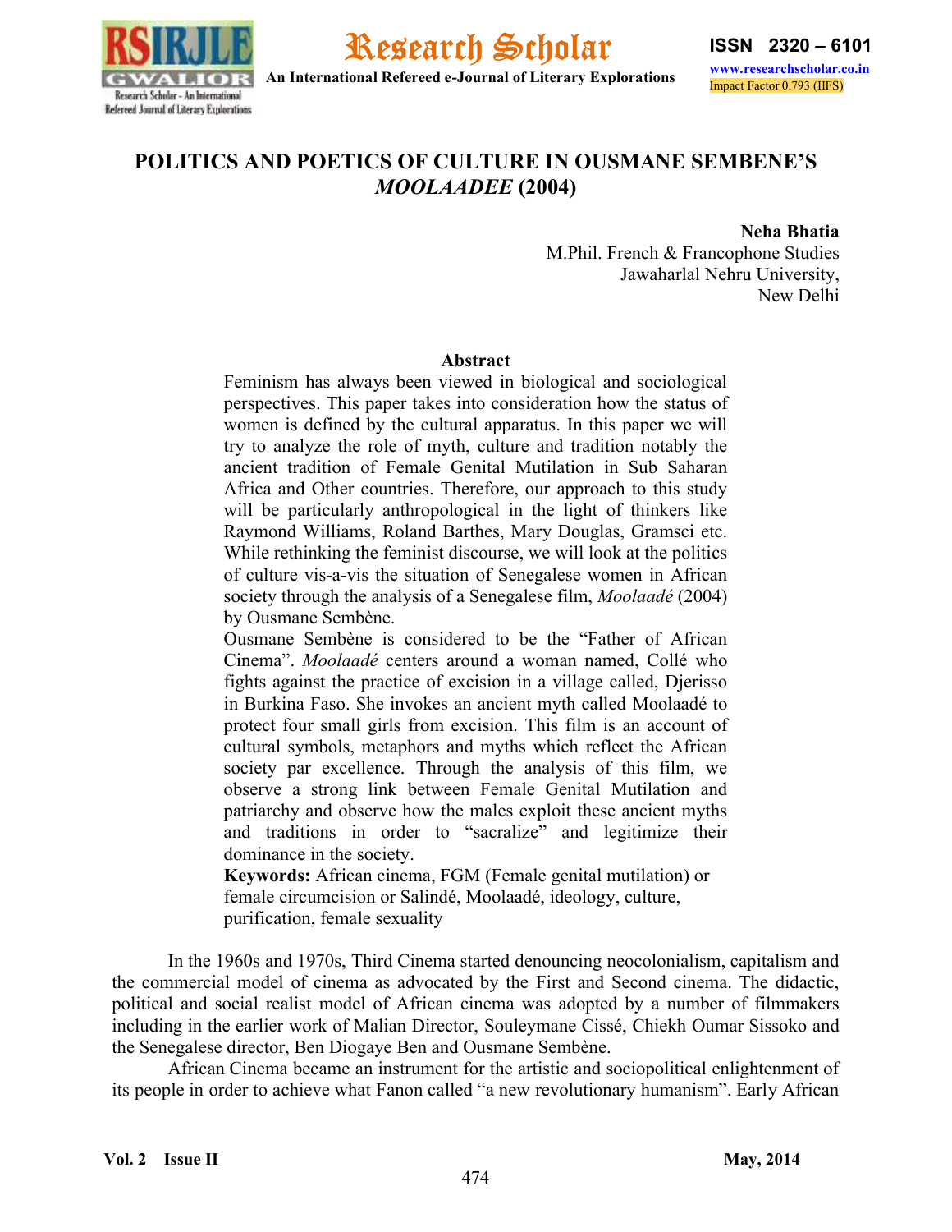# POLITICS AND POETICS OF CULTURE IN OUSMANE SEMBENE'S *MOOLAADEE* (2004)

**Neha Bhatia**
M.Phil. French & Francophone Studies
Jawaharlal Nehru University,
New Delhi

## Abstract

Feminism has always been viewed in biological and sociological perspectives. This paper takes into consideration how the status of women is defined by the cultural apparatus. In this paper we will try to analyze the role of myth, culture and tradition notably the ancient tradition of Female Genital Mutilation in Sub Saharan Africa and Other countries. Therefore, our approach to this study will be particularly anthropological in the light of thinkers like Raymond Williams, Roland Barthes, Mary Douglas, Gramsci etc. While rethinking the feminist discourse, we will look at the politics of culture vis-a-vis the situation of Senegalese women in African society through the analysis of a Senegalese film, *Moolaadé* (2004) by Ousmane Sembène.

Ousmane Sembène is considered to be the "Father of African Cinema". *Moolaadé* centers around a woman named, Collé who fights against the practice of excision in a village called, Djerisso in Burkina Faso. She invokes an ancient myth called Moolaadé to protect four small girls from excision. This film is an account of cultural symbols, metaphors and myths which reflect the African society par excellence. Through the analysis of this film, we observe a strong link between Female Genital Mutilation and patriarchy and observe how the males exploit these ancient myths and traditions in order to "sacralize" and legitimize their dominance in the society.

**Keywords:** African cinema, FGM (Female genital mutilation) or female circumcision or Salindé, Moolaadé, ideology, culture, purification, female sexuality

In the 1960s and 1970s, Third Cinema started denouncing neocolonialism, capitalism and the commercial model of cinema as advocated by the First and Second cinema. The didactic, political and social realist model of African cinema was adopted by a number of filmmakers including in the earlier work of Malian Director, Souleymane Cissé, Chiekh Oumar Sissoko and the Senegalese director, Ben Diogaye Ben and Ousmane Sembène.

African Cinema became an instrument for the artistic and sociopolitical enlightenment of its people in order to achieve what Fanon called "a new revolutionary humanism". Early African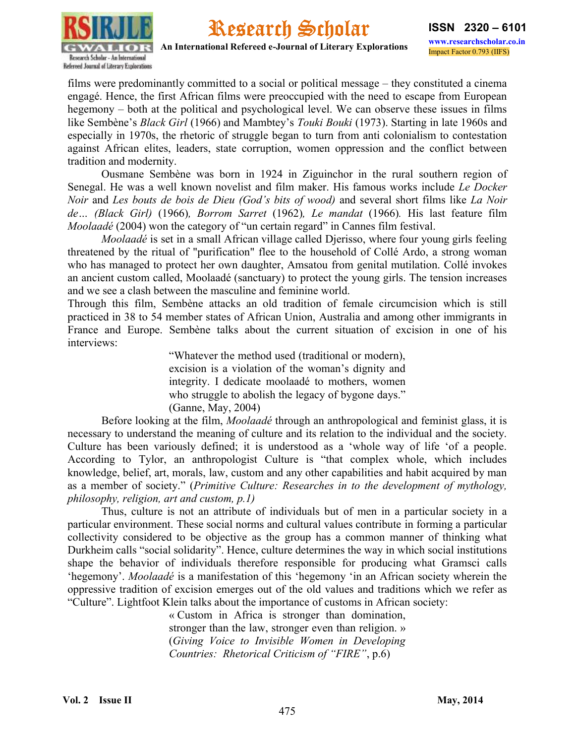films were predominantly committed to a social or political message – they constituted a cinema engagé. Hence, the first African films were preoccupied with the need to escape from European hegemony – both at the political and psychological level. We can observe these issues in films like Sembène's *Black Girl* (1966) and Mambtey's *Touki Bouki* (1973). Starting in late 1960s and especially in 1970s, the rhetoric of struggle began to turn from anti colonialism to contestation against African elites, leaders, state corruption, women oppression and the conflict between tradition and modernity.

Ousmane Sembène was born in 1924 in Ziguinchor in the rural southern region of Senegal. He was a well known novelist and film maker. His famous works include *Le Docker Noir* and *Les bouts de bois de Dieu (God's bits of wood)* and several short films like *La Noir de… (Black Girl)* (1966)*, Borrom Sarret* (1962)*, Le mandat* (1966)*.* His last feature film *Moolaadé* (2004) won the category of "un certain regard" in Cannes film festival.

*Moolaadé* is set in a small African village called Djerisso, where four young girls feeling threatened by the ritual of "purification" flee to the household of Collé Ardo, a strong woman who has managed to protect her own daughter, Amsatou from genital mutilation. Collé invokes an ancient custom called, Moolaadé (sanctuary) to protect the young girls. The tension increases and we see a clash between the masculine and feminine world.

Through this film, Sembène attacks an old tradition of female circumcision which is still practiced in 38 to 54 member states of African Union, Australia and among other immigrants in France and Europe. Sembène talks about the current situation of excision in one of his interviews:

> "Whatever the method used (traditional or modern), excision is a violation of the woman's dignity and integrity. I dedicate moolaadé to mothers, women who struggle to abolish the legacy of bygone days." (Ganne, May, 2004)

Before looking at the film, *Moolaadé* through an anthropological and feminist glass, it is necessary to understand the meaning of culture and its relation to the individual and the society. Culture has been variously defined; it is understood as a 'whole way of life 'of a people. According to Tylor, an anthropologist Culture is "that complex whole, which includes knowledge, belief, art, morals, law, custom and any other capabilities and habit acquired by man as a member of society." (*Primitive Culture: Researches in to the development of mythology, philosophy, religion, art and custom, p.1)*

Thus, culture is not an attribute of individuals but of men in a particular society in a particular environment. These social norms and cultural values contribute in forming a particular collectivity considered to be objective as the group has a common manner of thinking what Durkheim calls "social solidarity". Hence, culture determines the way in which social institutions shape the behavior of individuals therefore responsible for producing what Gramsci calls 'hegemony'. *Moolaadé* is a manifestation of this 'hegemony 'in an African society wherein the oppressive tradition of excision emerges out of the old values and traditions which we refer as "Culture". Lightfoot Klein talks about the importance of customs in African society:

> « Custom in Africa is stronger than domination, stronger than the law, stronger even than religion. » (*Giving Voice to Invisible Women in Developing Countries: Rhetorical Criticism of "FIRE"*, p.6)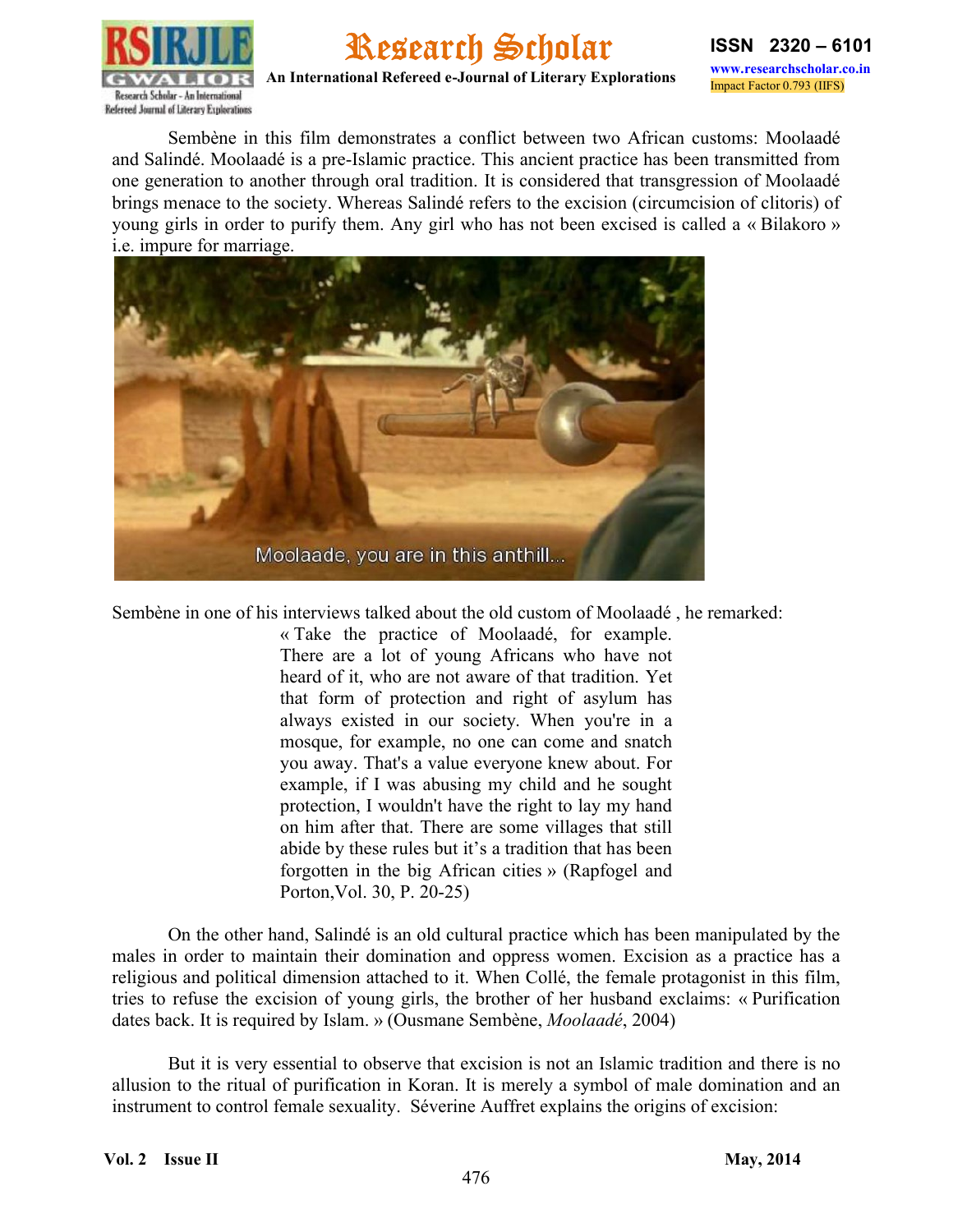Sembène in this film demonstrates a conflict between two African customs: Moolaadé and Salindé. Moolaadé is a pre-Islamic practice. This ancient practice has been transmitted from one generation to another through oral tradition. It is considered that transgression of Moolaadé brings menace to the society. Whereas Salindé refers to the excision (circumcision of clitoris) of young girls in order to purify them. Any girl who has not been excised is called a « Bilakoro » i.e. impure for marriage.

Moolaade, you are in this anthill...

Sembène in one of his interviews talked about the old custom of Moolaadé , he remarked:

> « Take the practice of Moolaadé, for example. There are a lot of young Africans who have not heard of it, who are not aware of that tradition. Yet that form of protection and right of asylum has always existed in our society. When you're in a mosque, for example, no one can come and snatch you away. That's a value everyone knew about. For example, if I was abusing my child and he sought protection, I wouldn't have the right to lay my hand on him after that. There are some villages that still abide by these rules but it's a tradition that has been forgotten in the big African cities » (Rapfogel and Porton,Vol. 30, P. 20-25)

On the other hand, Salindé is an old cultural practice which has been manipulated by the males in order to maintain their domination and oppress women. Excision as a practice has a religious and political dimension attached to it. When Collé, the female protagonist in this film, tries to refuse the excision of young girls, the brother of her husband exclaims: « Purification dates back. It is required by Islam. » (Ousmane Sembène, *Moolaadé*, 2004)

But it is very essential to observe that excision is not an Islamic tradition and there is no allusion to the ritual of purification in Koran. It is merely a symbol of male domination and an instrument to control female sexuality. Séverine Auffret explains the origins of excision: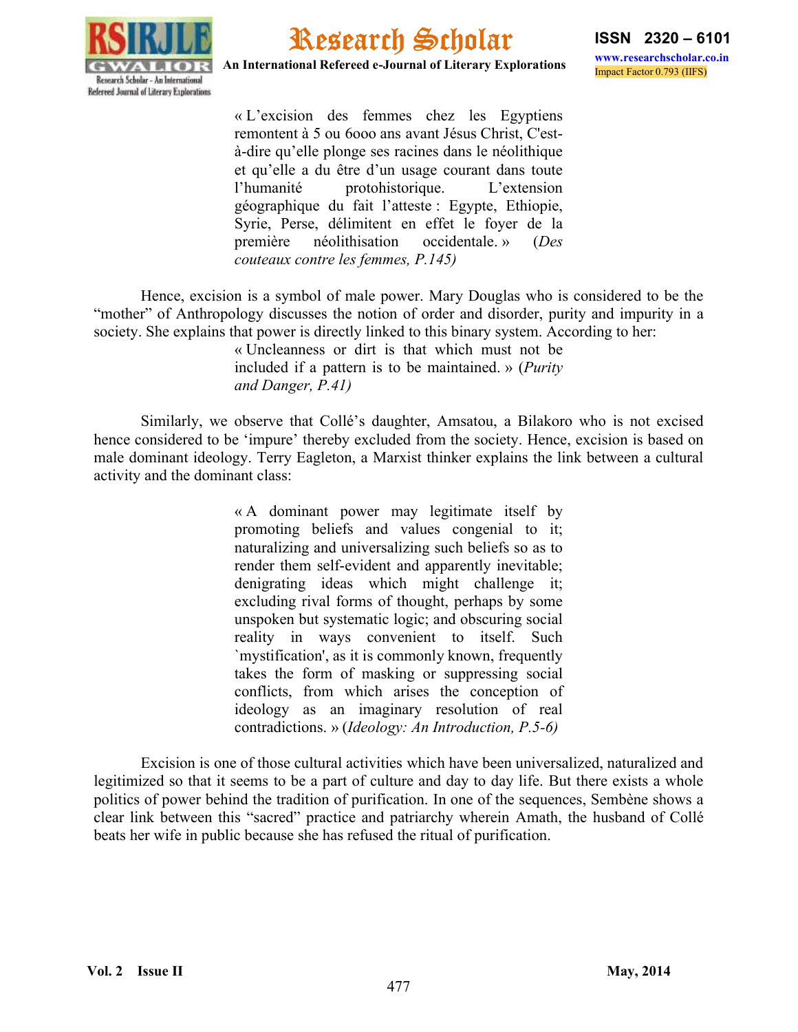> « L'excision des femmes chez les Egyptiens remontent à 5 ou 6000 ans avant Jésus Christ, C'est-à-dire qu'elle plonge ses racines dans le néolithique et qu'elle a du être d'un usage courant dans toute l'humanité protohistorique. L'extension géographique du fait l'atteste : Egypte, Ethiopie, Syrie, Perse, délimitent en effet le foyer de la première néolithisation occidentale. » (*Des couteaux contre les femmes, P.145)*

Hence, excision is a symbol of male power. Mary Douglas who is considered to be the "mother" of Anthropology discusses the notion of order and disorder, purity and impurity in a society. She explains that power is directly linked to this binary system. According to her:

> « Uncleanness or dirt is that which must not be included if a pattern is to be maintained. » (*Purity and Danger, P.41)*

Similarly, we observe that Collé's daughter, Amsatou, a Bilakoro who is not excised hence considered to be 'impure' thereby excluded from the society. Hence, excision is based on male dominant ideology. Terry Eagleton, a Marxist thinker explains the link between a cultural activity and the dominant class:

> « A dominant power may legitimate itself by promoting beliefs and values congenial to it; naturalizing and universalizing such beliefs so as to render them self-evident and apparently inevitable; denigrating ideas which might challenge it; excluding rival forms of thought, perhaps by some unspoken but systematic logic; and obscuring social reality in ways convenient to itself. Such `mystification', as it is commonly known, frequently takes the form of masking or suppressing social conflicts, from which arises the conception of ideology as an imaginary resolution of real contradictions. » (*Ideology: An Introduction, P.5-6)*

Excision is one of those cultural activities which have been universalized, naturalized and legitimized so that it seems to be a part of culture and day to day life. But there exists a whole politics of power behind the tradition of purification. In one of the sequences, Sembène shows a clear link between this "sacred" practice and patriarchy wherein Amath, the husband of Collé beats her wife in public because she has refused the ritual of purification.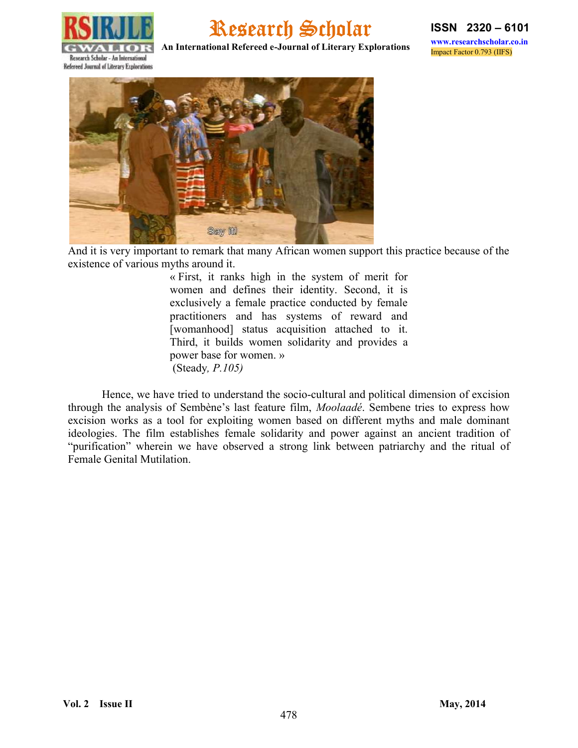And it is very important to remark that many African women support this practice because of the existence of various myths around it.

> « First, it ranks high in the system of merit for women and defines their identity. Second, it is exclusively a female practice conducted by female practitioners and has systems of reward and [womanhood] status acquisition attached to it. Third, it builds women solidarity and provides a power base for women. »
> (Steady*, P.105)*

Hence, we have tried to understand the socio-cultural and political dimension of excision through the analysis of Sembène's last feature film, *Moolaadé*. Sembene tries to express how excision works as a tool for exploiting women based on different myths and male dominant ideologies. The film establishes female solidarity and power against an ancient tradition of "purification" wherein we have observed a strong link between patriarchy and the ritual of Female Genital Mutilation.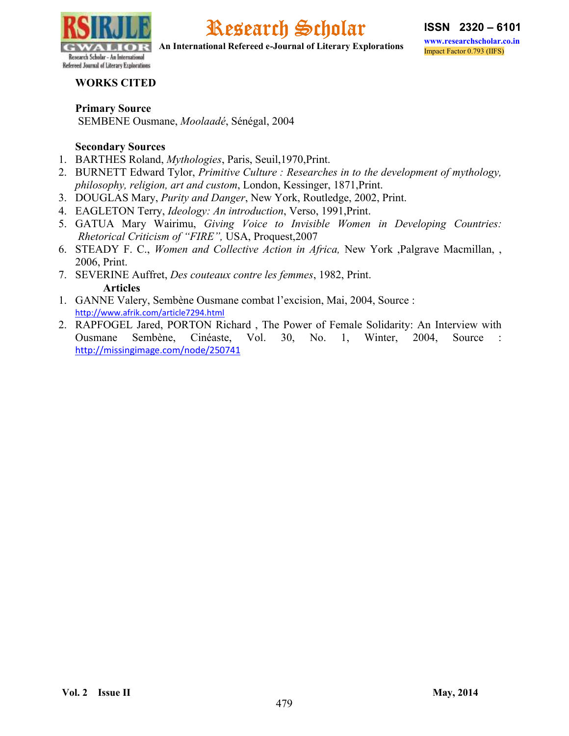## WORKS CITED

### Primary Source

SEMBENE Ousmane, *Moolaadé*, Sénégal, 2004

### Secondary Sources

1. BARTHES Roland, *Mythologies*, Paris, Seuil,1970,Print.
2. BURNETT Edward Tylor, *Primitive Culture : Researches in to the development of mythology, philosophy, religion, art and custom*, London, Kessinger, 1871,Print.
3. DOUGLAS Mary, *Purity and Danger*, New York, Routledge, 2002, Print.
4. EAGLETON Terry, *Ideology: An introduction*, Verso, 1991,Print.
5. GATUA Mary Wairimu, *Giving Voice to Invisible Women in Developing Countries: Rhetorical Criticism of "FIRE",* USA, Proquest,2007
6. STEADY F. C., *Women and Collective Action in Africa,* New York ,Palgrave Macmillan, , 2006, Print.
7. SEVERINE Auffret, *Des couteaux contre les femmes*, 1982, Print.

**Articles**

1. GANNE Valery, Sembène Ousmane combat l'excision, Mai, 2004, Source : http://www.afrik.com/article7294.html
2. RAPFOGEL Jared, PORTON Richard , The Power of Female Solidarity: An Interview with Ousmane Sembène, Cinéaste, Vol. 30, No. 1, Winter, 2004, Source : http://missingimage.com/node/250741